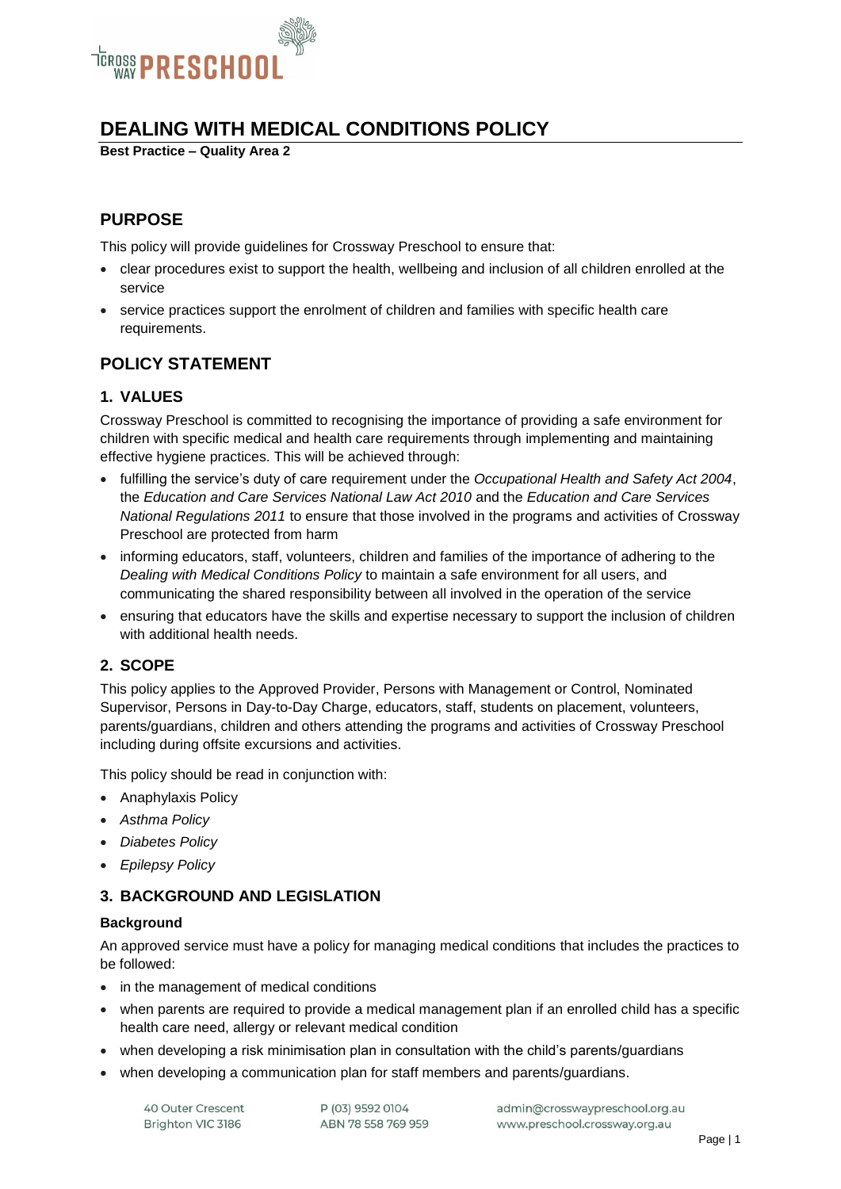# DEALING WITH MEDICAL CONDITIONS POLICY

**Best Practice – Quality Area 2**

## PURPOSE

This policy will provide guidelines for Crossway Preschool to ensure that:

- clear procedures exist to support the health, wellbeing and inclusion of all children enrolled at the service
- service practices support the enrolment of children and families with specific health care requirements.

## POLICY STATEMENT

### 1. VALUES

Crossway Preschool is committed to recognising the importance of providing a safe environment for children with specific medical and health care requirements through implementing and maintaining effective hygiene practices. This will be achieved through:

- fulfilling the service's duty of care requirement under the *Occupational Health and Safety Act 2004*, the *Education and Care Services National Law Act 2010* and the *Education and Care Services National Regulations 2011* to ensure that those involved in the programs and activities of Crossway Preschool are protected from harm
- informing educators, staff, volunteers, children and families of the importance of adhering to the *Dealing with Medical Conditions Policy* to maintain a safe environment for all users, and communicating the shared responsibility between all involved in the operation of the service
- ensuring that educators have the skills and expertise necessary to support the inclusion of children with additional health needs.

### 2. SCOPE

This policy applies to the Approved Provider, Persons with Management or Control, Nominated Supervisor, Persons in Day-to-Day Charge, educators, staff, students on placement, volunteers, parents/guardians, children and others attending the programs and activities of Crossway Preschool including during offsite excursions and activities.

This policy should be read in conjunction with:

- Anaphylaxis Policy
- *Asthma Policy*
- *Diabetes Policy*
- *Epilepsy Policy*

### 3. BACKGROUND AND LEGISLATION

#### Background

An approved service must have a policy for managing medical conditions that includes the practices to be followed:

- in the management of medical conditions
- when parents are required to provide a medical management plan if an enrolled child has a specific health care need, allergy or relevant medical condition
- when developing a risk minimisation plan in consultation with the child's parents/guardians
- when developing a communication plan for staff members and parents/guardians.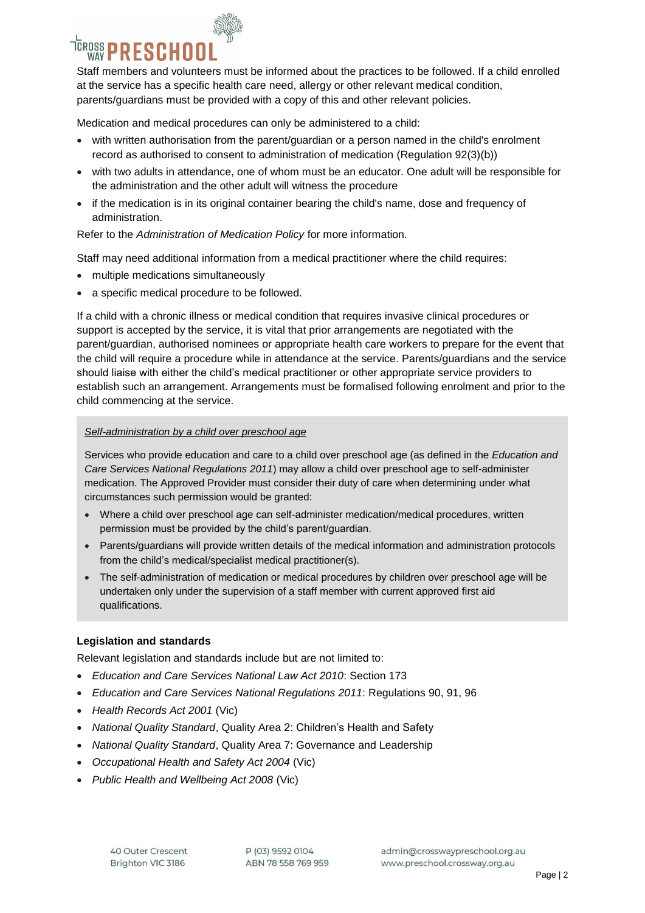Staff members and volunteers must be informed about the practices to be followed. If a child enrolled at the service has a specific health care need, allergy or other relevant medical condition, parents/guardians must be provided with a copy of this and other relevant policies.

Medication and medical procedures can only be administered to a child:

- with written authorisation from the parent/guardian or a person named in the child's enrolment record as authorised to consent to administration of medication (Regulation 92(3)(b))
- with two adults in attendance, one of whom must be an educator. One adult will be responsible for the administration and the other adult will witness the procedure
- if the medication is in its original container bearing the child's name, dose and frequency of administration.

Refer to the *Administration of Medication Policy* for more information.

Staff may need additional information from a medical practitioner where the child requires:

- multiple medications simultaneously
- a specific medical procedure to be followed.

If a child with a chronic illness or medical condition that requires invasive clinical procedures or support is accepted by the service, it is vital that prior arrangements are negotiated with the parent/guardian, authorised nominees or appropriate health care workers to prepare for the event that the child will require a procedure while in attendance at the service. Parents/guardians and the service should liaise with either the child's medical practitioner or other appropriate service providers to establish such an arrangement. Arrangements must be formalised following enrolment and prior to the child commencing at the service.

*Self-administration by a child over preschool age*

Services who provide education and care to a child over preschool age (as defined in the *Education and Care Services National Regulations 2011*) may allow a child over preschool age to self-administer medication. The Approved Provider must consider their duty of care when determining under what circumstances such permission would be granted:

- Where a child over preschool age can self-administer medication/medical procedures, written permission must be provided by the child's parent/guardian.
- Parents/guardians will provide written details of the medical information and administration protocols from the child's medical/specialist medical practitioner(s).
- The self-administration of medication or medical procedures by children over preschool age will be undertaken only under the supervision of a staff member with current approved first aid qualifications.

**Legislation and standards**

Relevant legislation and standards include but are not limited to:

- *Education and Care Services National Law Act 2010*: Section 173
- *Education and Care Services National Regulations 2011*: Regulations 90, 91, 96
- *Health Records Act 2001* (Vic)
- *National Quality Standard*, Quality Area 2: Children's Health and Safety
- *National Quality Standard*, Quality Area 7: Governance and Leadership
- *Occupational Health and Safety Act 2004* (Vic)
- *Public Health and Wellbeing Act 2008* (Vic)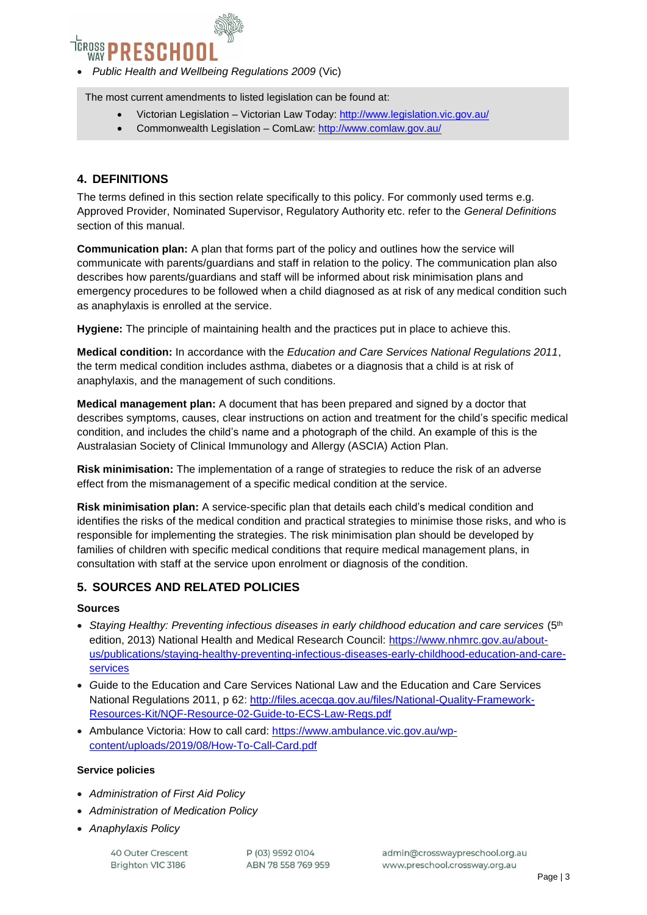- *Public Health and Wellbeing Regulations 2009* (Vic)

The most current amendments to listed legislation can be found at:

- Victorian Legislation – Victorian Law Today: http://www.legislation.vic.gov.au/
- Commonwealth Legislation – ComLaw: http://www.comlaw.gov.au/

## 4. DEFINITIONS

The terms defined in this section relate specifically to this policy. For commonly used terms e.g. Approved Provider, Nominated Supervisor, Regulatory Authority etc. refer to the *General Definitions* section of this manual.

**Communication plan:** A plan that forms part of the policy and outlines how the service will communicate with parents/guardians and staff in relation to the policy. The communication plan also describes how parents/guardians and staff will be informed about risk minimisation plans and emergency procedures to be followed when a child diagnosed as at risk of any medical condition such as anaphylaxis is enrolled at the service.

**Hygiene:** The principle of maintaining health and the practices put in place to achieve this.

**Medical condition:** In accordance with the *Education and Care Services National Regulations 2011*, the term medical condition includes asthma, diabetes or a diagnosis that a child is at risk of anaphylaxis, and the management of such conditions.

**Medical management plan:** A document that has been prepared and signed by a doctor that describes symptoms, causes, clear instructions on action and treatment for the child's specific medical condition, and includes the child's name and a photograph of the child. An example of this is the Australasian Society of Clinical Immunology and Allergy (ASCIA) Action Plan.

**Risk minimisation:** The implementation of a range of strategies to reduce the risk of an adverse effect from the mismanagement of a specific medical condition at the service.

**Risk minimisation plan:** A service-specific plan that details each child's medical condition and identifies the risks of the medical condition and practical strategies to minimise those risks, and who is responsible for implementing the strategies. The risk minimisation plan should be developed by families of children with specific medical conditions that require medical management plans, in consultation with staff at the service upon enrolment or diagnosis of the condition.

## 5. SOURCES AND RELATED POLICIES

### Sources

- *Staying Healthy: Preventing infectious diseases in early childhood education and care services* (5th edition, 2013) National Health and Medical Research Council: https://www.nhmrc.gov.au/about-us/publications/staying-healthy-preventing-infectious-diseases-early-childhood-education-and-care-services
- Guide to the Education and Care Services National Law and the Education and Care Services National Regulations 2011, p 62: http://files.acecqa.gov.au/files/National-Quality-Framework-Resources-Kit/NQF-Resource-02-Guide-to-ECS-Law-Regs.pdf
- Ambulance Victoria: How to call card: https://www.ambulance.vic.gov.au/wp-content/uploads/2019/08/How-To-Call-Card.pdf

### Service policies

- *Administration of First Aid Policy*
- *Administration of Medication Policy*
- *Anaphylaxis Policy*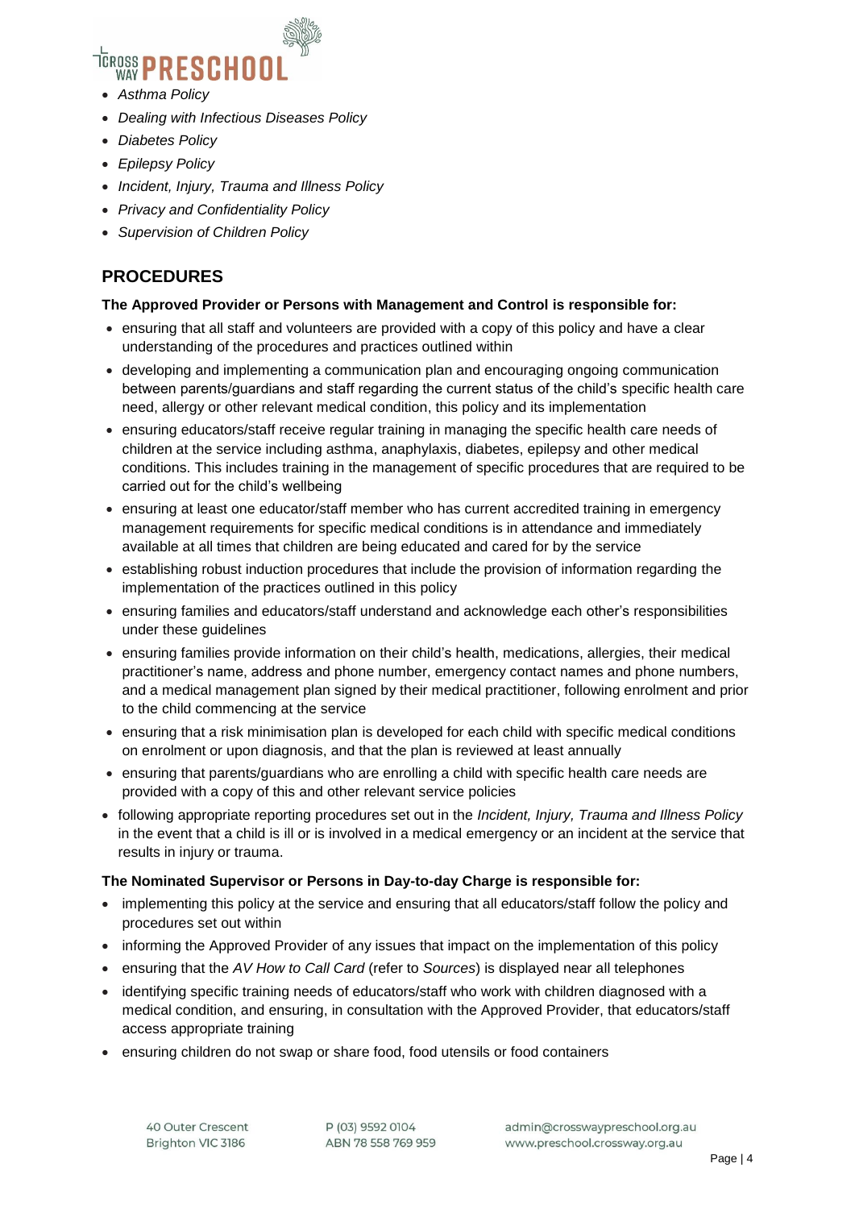- *Asthma Policy*
- *Dealing with Infectious Diseases Policy*
- *Diabetes Policy*
- *Epilepsy Policy*
- *Incident, Injury, Trauma and Illness Policy*
- *Privacy and Confidentiality Policy*
- *Supervision of Children Policy*

## PROCEDURES

**The Approved Provider or Persons with Management and Control is responsible for:**

- ensuring that all staff and volunteers are provided with a copy of this policy and have a clear understanding of the procedures and practices outlined within
- developing and implementing a communication plan and encouraging ongoing communication between parents/guardians and staff regarding the current status of the child's specific health care need, allergy or other relevant medical condition, this policy and its implementation
- ensuring educators/staff receive regular training in managing the specific health care needs of children at the service including asthma, anaphylaxis, diabetes, epilepsy and other medical conditions. This includes training in the management of specific procedures that are required to be carried out for the child's wellbeing
- ensuring at least one educator/staff member who has current accredited training in emergency management requirements for specific medical conditions is in attendance and immediately available at all times that children are being educated and cared for by the service
- establishing robust induction procedures that include the provision of information regarding the implementation of the practices outlined in this policy
- ensuring families and educators/staff understand and acknowledge each other's responsibilities under these guidelines
- ensuring families provide information on their child's health, medications, allergies, their medical practitioner's name, address and phone number, emergency contact names and phone numbers, and a medical management plan signed by their medical practitioner, following enrolment and prior to the child commencing at the service
- ensuring that a risk minimisation plan is developed for each child with specific medical conditions on enrolment or upon diagnosis, and that the plan is reviewed at least annually
- ensuring that parents/guardians who are enrolling a child with specific health care needs are provided with a copy of this and other relevant service policies
- following appropriate reporting procedures set out in the *Incident, Injury, Trauma and Illness Policy* in the event that a child is ill or is involved in a medical emergency or an incident at the service that results in injury or trauma.

**The Nominated Supervisor or Persons in Day-to-day Charge is responsible for:**

- implementing this policy at the service and ensuring that all educators/staff follow the policy and procedures set out within
- informing the Approved Provider of any issues that impact on the implementation of this policy
- ensuring that the *AV How to Call Card* (refer to *Sources*) is displayed near all telephones
- identifying specific training needs of educators/staff who work with children diagnosed with a medical condition, and ensuring, in consultation with the Approved Provider, that educators/staff access appropriate training
- ensuring children do not swap or share food, food utensils or food containers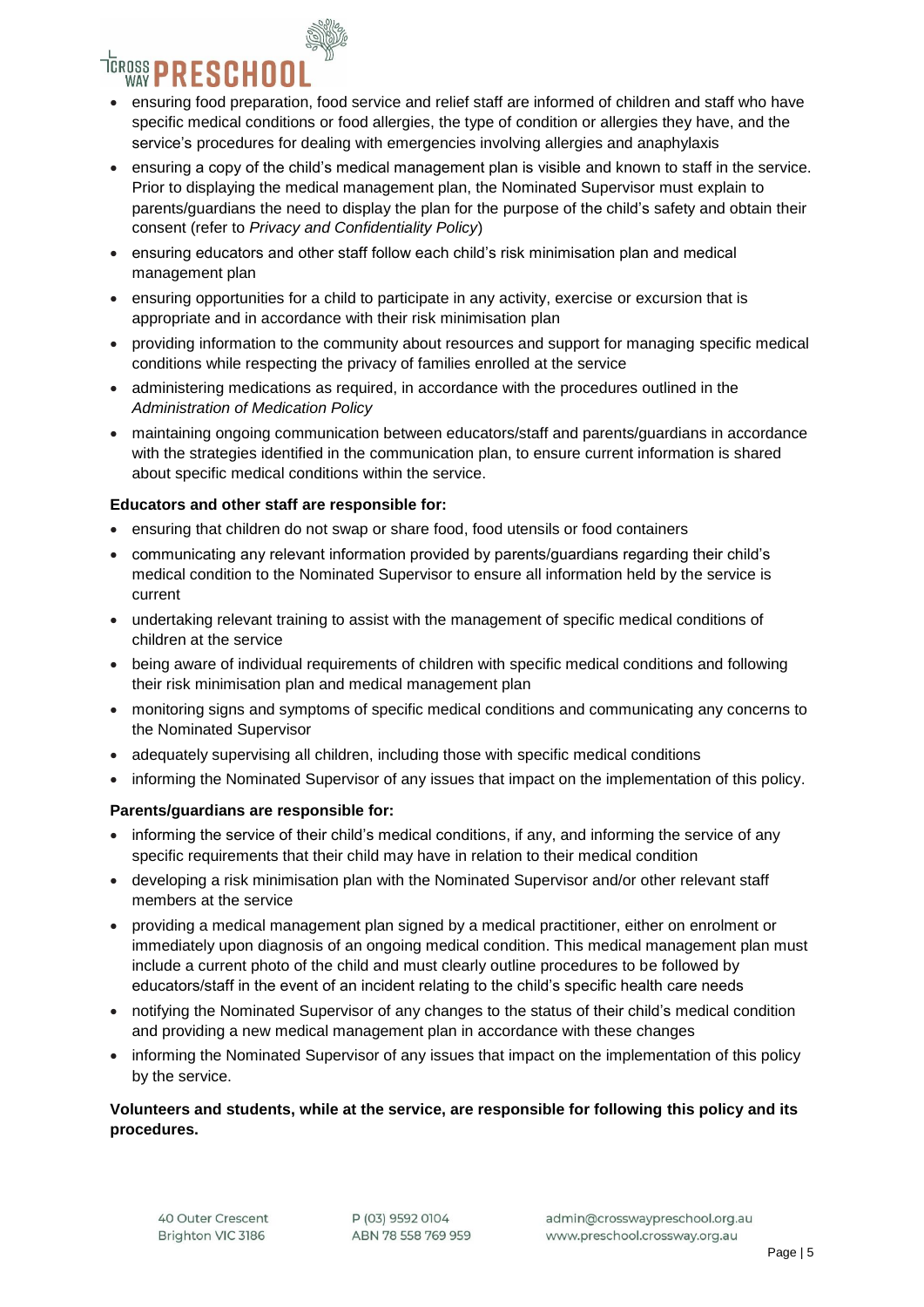- ensuring food preparation, food service and relief staff are informed of children and staff who have specific medical conditions or food allergies, the type of condition or allergies they have, and the service's procedures for dealing with emergencies involving allergies and anaphylaxis
- ensuring a copy of the child's medical management plan is visible and known to staff in the service. Prior to displaying the medical management plan, the Nominated Supervisor must explain to parents/guardians the need to display the plan for the purpose of the child's safety and obtain their consent (refer to *Privacy and Confidentiality Policy*)
- ensuring educators and other staff follow each child's risk minimisation plan and medical management plan
- ensuring opportunities for a child to participate in any activity, exercise or excursion that is appropriate and in accordance with their risk minimisation plan
- providing information to the community about resources and support for managing specific medical conditions while respecting the privacy of families enrolled at the service
- administering medications as required, in accordance with the procedures outlined in the *Administration of Medication Policy*
- maintaining ongoing communication between educators/staff and parents/guardians in accordance with the strategies identified in the communication plan, to ensure current information is shared about specific medical conditions within the service.

**Educators and other staff are responsible for:**

- ensuring that children do not swap or share food, food utensils or food containers
- communicating any relevant information provided by parents/guardians regarding their child's medical condition to the Nominated Supervisor to ensure all information held by the service is current
- undertaking relevant training to assist with the management of specific medical conditions of children at the service
- being aware of individual requirements of children with specific medical conditions and following their risk minimisation plan and medical management plan
- monitoring signs and symptoms of specific medical conditions and communicating any concerns to the Nominated Supervisor
- adequately supervising all children, including those with specific medical conditions
- informing the Nominated Supervisor of any issues that impact on the implementation of this policy.

**Parents/guardians are responsible for:**

- informing the service of their child's medical conditions, if any, and informing the service of any specific requirements that their child may have in relation to their medical condition
- developing a risk minimisation plan with the Nominated Supervisor and/or other relevant staff members at the service
- providing a medical management plan signed by a medical practitioner, either on enrolment or immediately upon diagnosis of an ongoing medical condition. This medical management plan must include a current photo of the child and must clearly outline procedures to be followed by educators/staff in the event of an incident relating to the child's specific health care needs
- notifying the Nominated Supervisor of any changes to the status of their child's medical condition and providing a new medical management plan in accordance with these changes
- informing the Nominated Supervisor of any issues that impact on the implementation of this policy by the service.

**Volunteers and students, while at the service, are responsible for following this policy and its procedures.**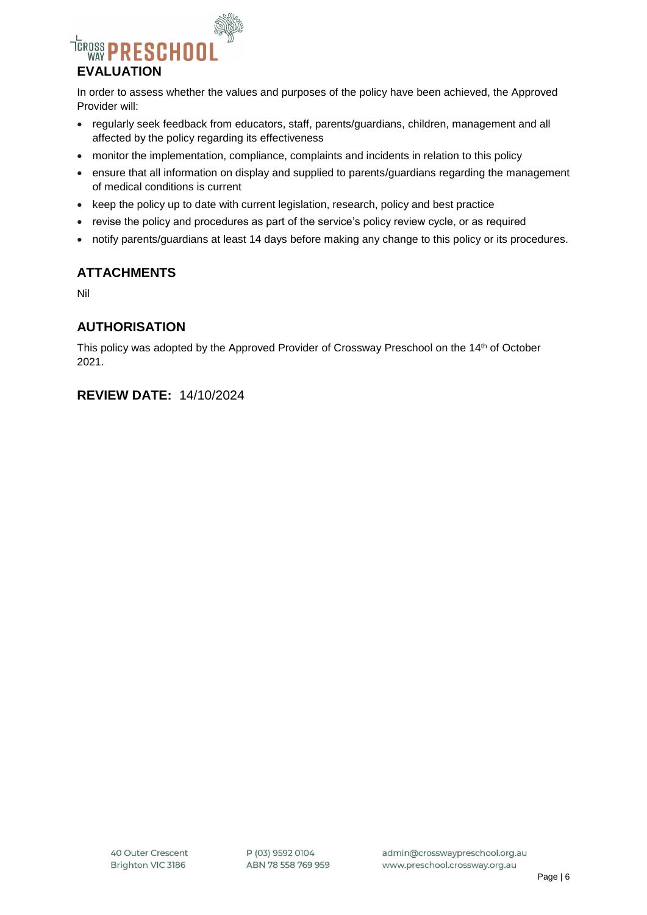## EVALUATION

In order to assess whether the values and purposes of the policy have been achieved, the Approved Provider will:

- regularly seek feedback from educators, staff, parents/guardians, children, management and all affected by the policy regarding its effectiveness
- monitor the implementation, compliance, complaints and incidents in relation to this policy
- ensure that all information on display and supplied to parents/guardians regarding the management of medical conditions is current
- keep the policy up to date with current legislation, research, policy and best practice
- revise the policy and procedures as part of the service's policy review cycle, or as required
- notify parents/guardians at least 14 days before making any change to this policy or its procedures.

## ATTACHMENTS

Nil

## AUTHORISATION

This policy was adopted by the Approved Provider of Crossway Preschool on the 14th of October 2021.

## REVIEW DATE: 14/10/2024